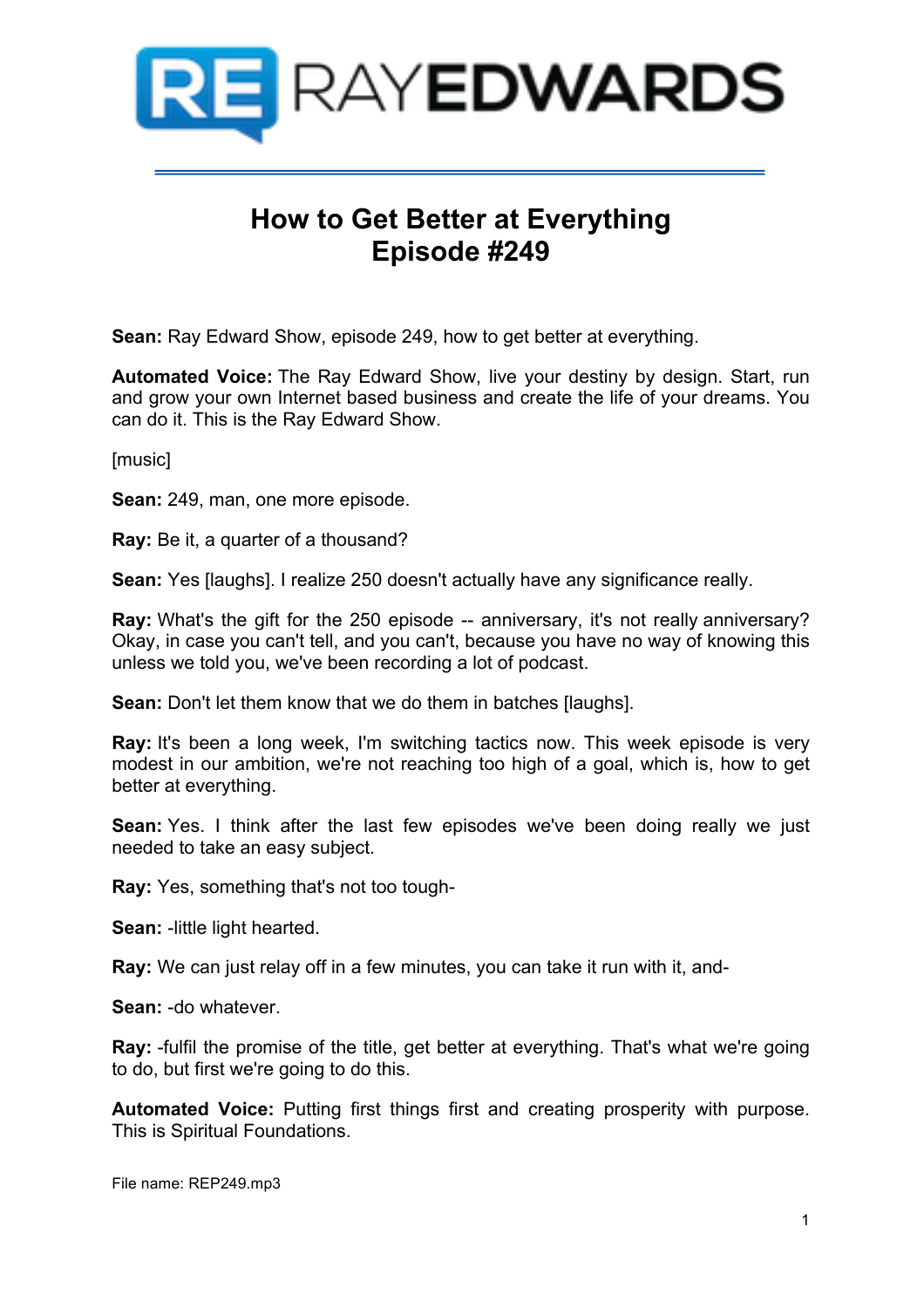# How to Get Better at Everything
# Episode #249

**Sean:** Ray Edward Show, episode 249, how to get better at everything.

**Automated Voice:** The Ray Edward Show, live your destiny by design. Start, run and grow your own Internet based business and create the life of your dreams. You can do it. This is the Ray Edward Show.

[music]

**Sean:** 249, man, one more episode.

**Ray:** Be it, a quarter of a thousand?

**Sean:** Yes [laughs]. I realize 250 doesn't actually have any significance really.

**Ray:** What's the gift for the 250 episode -- anniversary, it's not really anniversary? Okay, in case you can't tell, and you can't, because you have no way of knowing this unless we told you, we've been recording a lot of podcast.

**Sean:** Don't let them know that we do them in batches [laughs].

**Ray:** It's been a long week, I'm switching tactics now. This week episode is very modest in our ambition, we're not reaching too high of a goal, which is, how to get better at everything.

**Sean:** Yes. I think after the last few episodes we've been doing really we just needed to take an easy subject.

**Ray:** Yes, something that's not too tough-

**Sean:** -little light hearted.

**Ray:** We can just relay off in a few minutes, you can take it run with it, and-

**Sean:** -do whatever.

**Ray:** -fulfil the promise of the title, get better at everything. That's what we're going to do, but first we're going to do this.

**Automated Voice:** Putting first things first and creating prosperity with purpose. This is Spiritual Foundations.

File name: REP249.mp3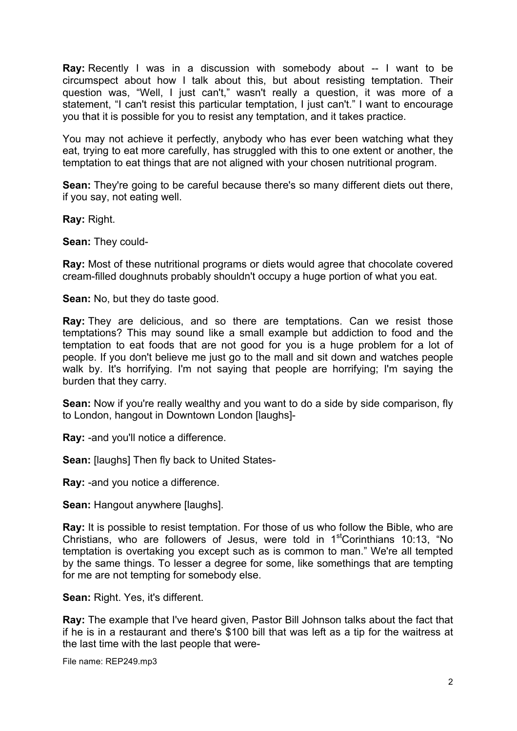**Ray:** Recently I was in a discussion with somebody about -- I want to be circumspect about how I talk about this, but about resisting temptation. Their question was, "Well, I just can't," wasn't really a question, it was more of a statement, "I can't resist this particular temptation, I just can't." I want to encourage you that it is possible for you to resist any temptation, and it takes practice.

You may not achieve it perfectly, anybody who has ever been watching what they eat, trying to eat more carefully, has struggled with this to one extent or another, the temptation to eat things that are not aligned with your chosen nutritional program.

**Sean:** They're going to be careful because there's so many different diets out there, if you say, not eating well.

**Ray:** Right.

**Sean:** They could-

**Ray:** Most of these nutritional programs or diets would agree that chocolate covered cream-filled doughnuts probably shouldn't occupy a huge portion of what you eat.

**Sean:** No, but they do taste good.

**Ray:** They are delicious, and so there are temptations. Can we resist those temptations? This may sound like a small example but addiction to food and the temptation to eat foods that are not good for you is a huge problem for a lot of people. If you don't believe me just go to the mall and sit down and watches people walk by. It's horrifying. I'm not saying that people are horrifying; I'm saying the burden that they carry.

**Sean:** Now if you're really wealthy and you want to do a side by side comparison, fly to London, hangout in Downtown London [laughs]-

**Ray:** -and you'll notice a difference.

**Sean:** [laughs] Then fly back to United States-

**Ray:** -and you notice a difference.

**Sean:** Hangout anywhere [laughs].

**Ray:** It is possible to resist temptation. For those of us who follow the Bible, who are Christians, who are followers of Jesus, were told in 1st Corinthians 10:13, "No temptation is overtaking you except such as is common to man." We're all tempted by the same things. To lesser a degree for some, like somethings that are tempting for me are not tempting for somebody else.

**Sean:** Right. Yes, it's different.

**Ray:** The example that I've heard given, Pastor Bill Johnson talks about the fact that if he is in a restaurant and there's $100 bill that was left as a tip for the waitress at the last time with the last people that were-

File name: REP249.mp3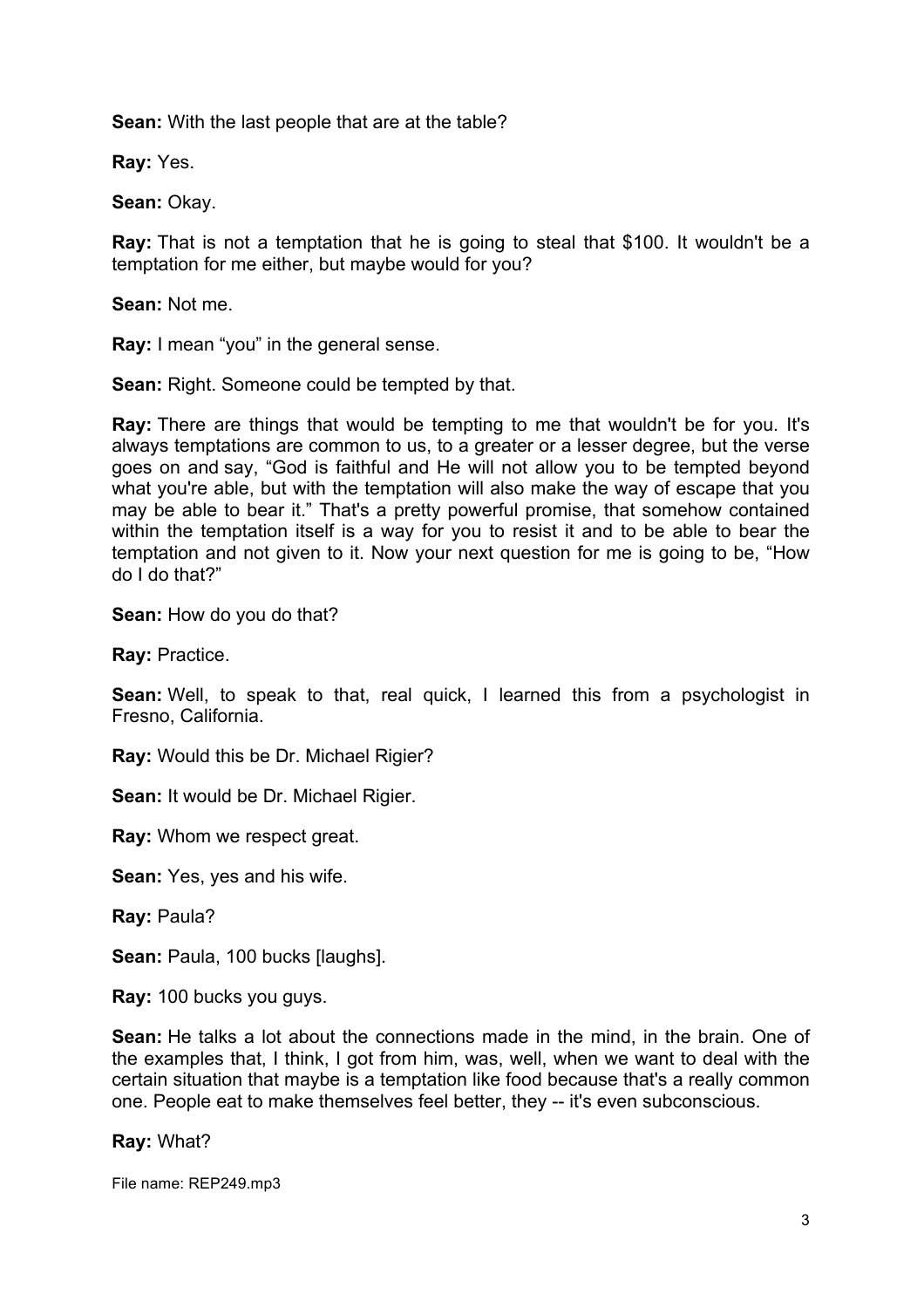**Sean:** With the last people that are at the table?

**Ray:** Yes.

**Sean:** Okay.

**Ray:** That is not a temptation that he is going to steal that $100. It wouldn't be a temptation for me either, but maybe would for you?

**Sean:** Not me.

**Ray:** I mean "you" in the general sense.

**Sean:** Right. Someone could be tempted by that.

**Ray:** There are things that would be tempting to me that wouldn't be for you. It's always temptations are common to us, to a greater or a lesser degree, but the verse goes on and say, "God is faithful and He will not allow you to be tempted beyond what you're able, but with the temptation will also make the way of escape that you may be able to bear it." That's a pretty powerful promise, that somehow contained within the temptation itself is a way for you to resist it and to be able to bear the temptation and not given to it. Now your next question for me is going to be, "How do I do that?"

**Sean:** How do you do that?

**Ray:** Practice.

**Sean:** Well, to speak to that, real quick, I learned this from a psychologist in Fresno, California.

**Ray:** Would this be Dr. Michael Rigier?

**Sean:** It would be Dr. Michael Rigier.

**Ray:** Whom we respect great.

**Sean:** Yes, yes and his wife.

**Ray:** Paula?

**Sean:** Paula, 100 bucks [laughs].

**Ray:** 100 bucks you guys.

**Sean:** He talks a lot about the connections made in the mind, in the brain. One of the examples that, I think, I got from him, was, well, when we want to deal with the certain situation that maybe is a temptation like food because that's a really common one. People eat to make themselves feel better, they -- it's even subconscious.

**Ray:** What?

File name: REP249.mp3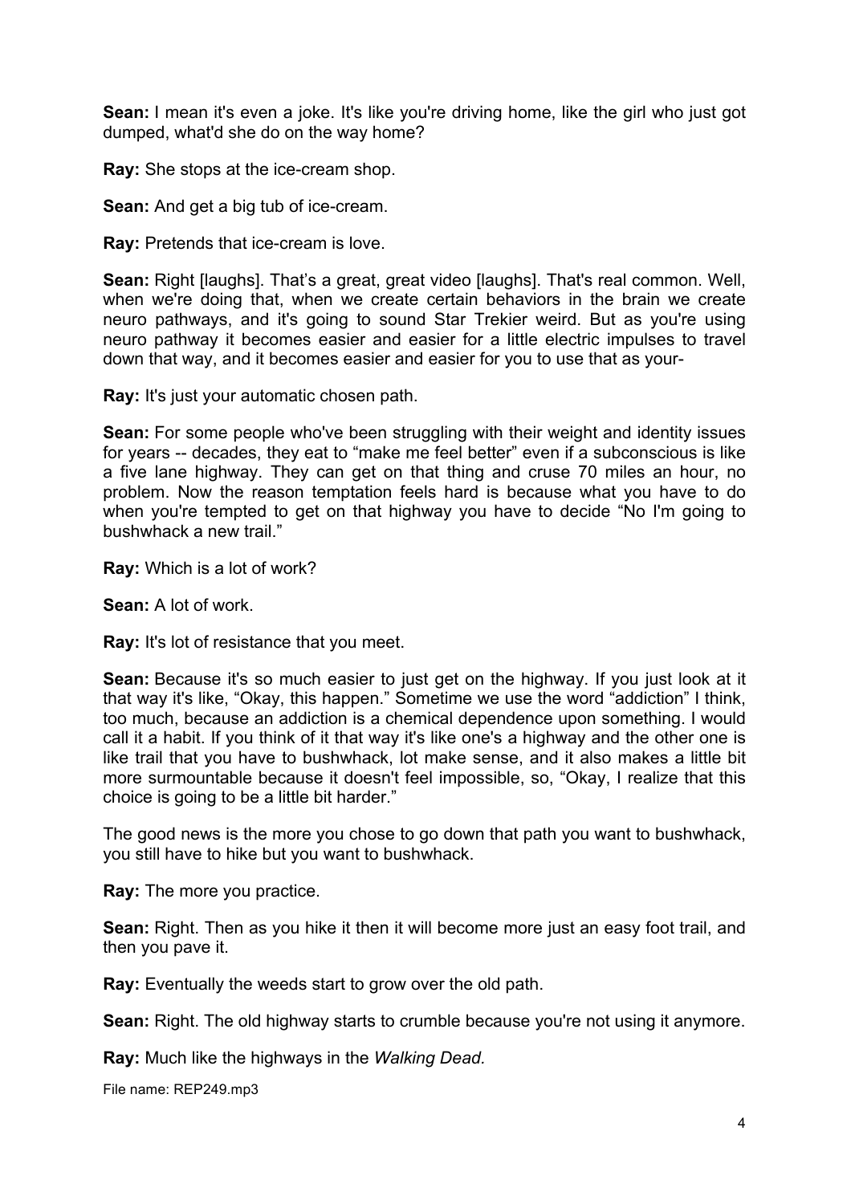**Sean:** I mean it's even a joke. It's like you're driving home, like the girl who just got dumped, what'd she do on the way home?

**Ray:** She stops at the ice-cream shop.

**Sean:** And get a big tub of ice-cream.

**Ray:** Pretends that ice-cream is love.

**Sean:** Right [laughs]. That's a great, great video [laughs]. That's real common. Well, when we're doing that, when we create certain behaviors in the brain we create neuro pathways, and it's going to sound Star Trekier weird. But as you're using neuro pathway it becomes easier and easier for a little electric impulses to travel down that way, and it becomes easier and easier for you to use that as your-

**Ray:** It's just your automatic chosen path.

**Sean:** For some people who've been struggling with their weight and identity issues for years -- decades, they eat to "make me feel better" even if a subconscious is like a five lane highway. They can get on that thing and cruse 70 miles an hour, no problem. Now the reason temptation feels hard is because what you have to do when you're tempted to get on that highway you have to decide "No I'm going to bushwhack a new trail."

**Ray:** Which is a lot of work?

**Sean:** A lot of work.

**Ray:** It's lot of resistance that you meet.

**Sean:** Because it's so much easier to just get on the highway. If you just look at it that way it's like, "Okay, this happen." Sometime we use the word "addiction" I think, too much, because an addiction is a chemical dependence upon something. I would call it a habit. If you think of it that way it's like one's a highway and the other one is like trail that you have to bushwhack, lot make sense, and it also makes a little bit more surmountable because it doesn't feel impossible, so, "Okay, I realize that this choice is going to be a little bit harder."

The good news is the more you chose to go down that path you want to bushwhack, you still have to hike but you want to bushwhack.

**Ray:** The more you practice.

**Sean:** Right. Then as you hike it then it will become more just an easy foot trail, and then you pave it.

**Ray:** Eventually the weeds start to grow over the old path.

**Sean:** Right. The old highway starts to crumble because you're not using it anymore.

**Ray:** Much like the highways in the *Walking Dead.*

File name: REP249.mp3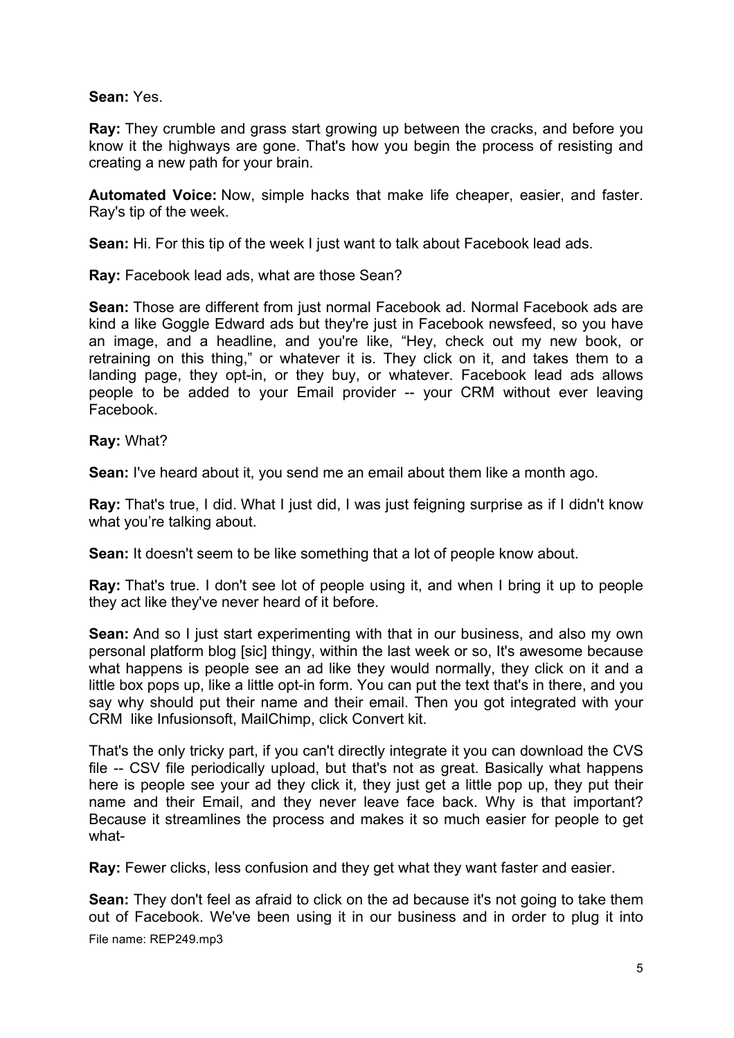**Sean:** Yes.

**Ray:** They crumble and grass start growing up between the cracks, and before you know it the highways are gone. That's how you begin the process of resisting and creating a new path for your brain.

**Automated Voice:** Now, simple hacks that make life cheaper, easier, and faster. Ray's tip of the week.

**Sean:** Hi. For this tip of the week I just want to talk about Facebook lead ads.

**Ray:** Facebook lead ads, what are those Sean?

**Sean:** Those are different from just normal Facebook ad. Normal Facebook ads are kind a like Goggle Edward ads but they're just in Facebook newsfeed, so you have an image, and a headline, and you're like, "Hey, check out my new book, or retraining on this thing," or whatever it is. They click on it, and takes them to a landing page, they opt-in, or they buy, or whatever. Facebook lead ads allows people to be added to your Email provider -- your CRM without ever leaving Facebook.

**Ray:** What?

**Sean:** I've heard about it, you send me an email about them like a month ago.

**Ray:** That's true, I did. What I just did, I was just feigning surprise as if I didn't know what you're talking about.

**Sean:** It doesn't seem to be like something that a lot of people know about.

**Ray:** That's true. I don't see lot of people using it, and when I bring it up to people they act like they've never heard of it before.

**Sean:** And so I just start experimenting with that in our business, and also my own personal platform blog [sic] thingy, within the last week or so, It's awesome because what happens is people see an ad like they would normally, they click on it and a little box pops up, like a little opt-in form. You can put the text that's in there, and you say why should put their name and their email. Then you got integrated with your CRM like Infusionsoft, MailChimp, click Convert kit.

That's the only tricky part, if you can't directly integrate it you can download the CVS file -- CSV file periodically upload, but that's not as great. Basically what happens here is people see your ad they click it, they just get a little pop up, they put their name and their Email, and they never leave face back. Why is that important? Because it streamlines the process and makes it so much easier for people to get what-

**Ray:** Fewer clicks, less confusion and they get what they want faster and easier.

**Sean:** They don't feel as afraid to click on the ad because it's not going to take them out of Facebook. We've been using it in our business and in order to plug it into

File name: REP249.mp3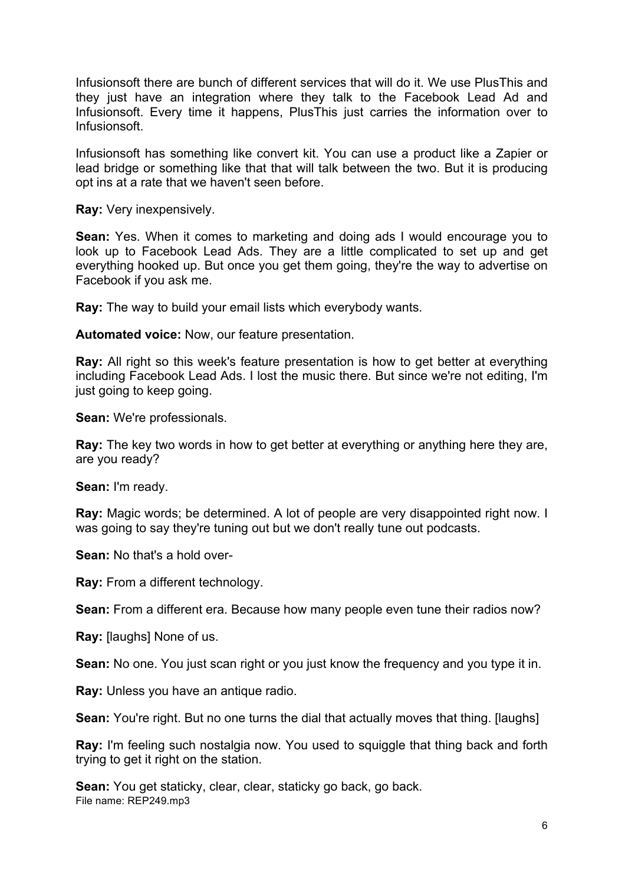Infusionsoft there are bunch of different services that will do it. We use PlusThis and they just have an integration where they talk to the Facebook Lead Ad and Infusionsoft. Every time it happens, PlusThis just carries the information over to Infusionsoft.

Infusionsoft has something like convert kit. You can use a product like a Zapier or lead bridge or something like that that will talk between the two. But it is producing opt ins at a rate that we haven't seen before.

**Ray:** Very inexpensively.

**Sean:** Yes. When it comes to marketing and doing ads I would encourage you to look up to Facebook Lead Ads. They are a little complicated to set up and get everything hooked up. But once you get them going, they're the way to advertise on Facebook if you ask me.

**Ray:** The way to build your email lists which everybody wants.

**Automated voice:** Now, our feature presentation.

**Ray:** All right so this week's feature presentation is how to get better at everything including Facebook Lead Ads. I lost the music there. But since we're not editing, I'm just going to keep going.

**Sean:** We're professionals.

**Ray:** The key two words in how to get better at everything or anything here they are, are you ready?

**Sean:** I'm ready.

**Ray:** Magic words; be determined. A lot of people are very disappointed right now. I was going to say they're tuning out but we don't really tune out podcasts.

**Sean:** No that's a hold over-

**Ray:** From a different technology.

**Sean:** From a different era. Because how many people even tune their radios now?

**Ray:** [laughs] None of us.

**Sean:** No one. You just scan right or you just know the frequency and you type it in.

**Ray:** Unless you have an antique radio.

**Sean:** You're right. But no one turns the dial that actually moves that thing. [laughs]

**Ray:** I'm feeling such nostalgia now. You used to squiggle that thing back and forth trying to get it right on the station.

**Sean:** You get staticky, clear, clear, staticky go back, go back.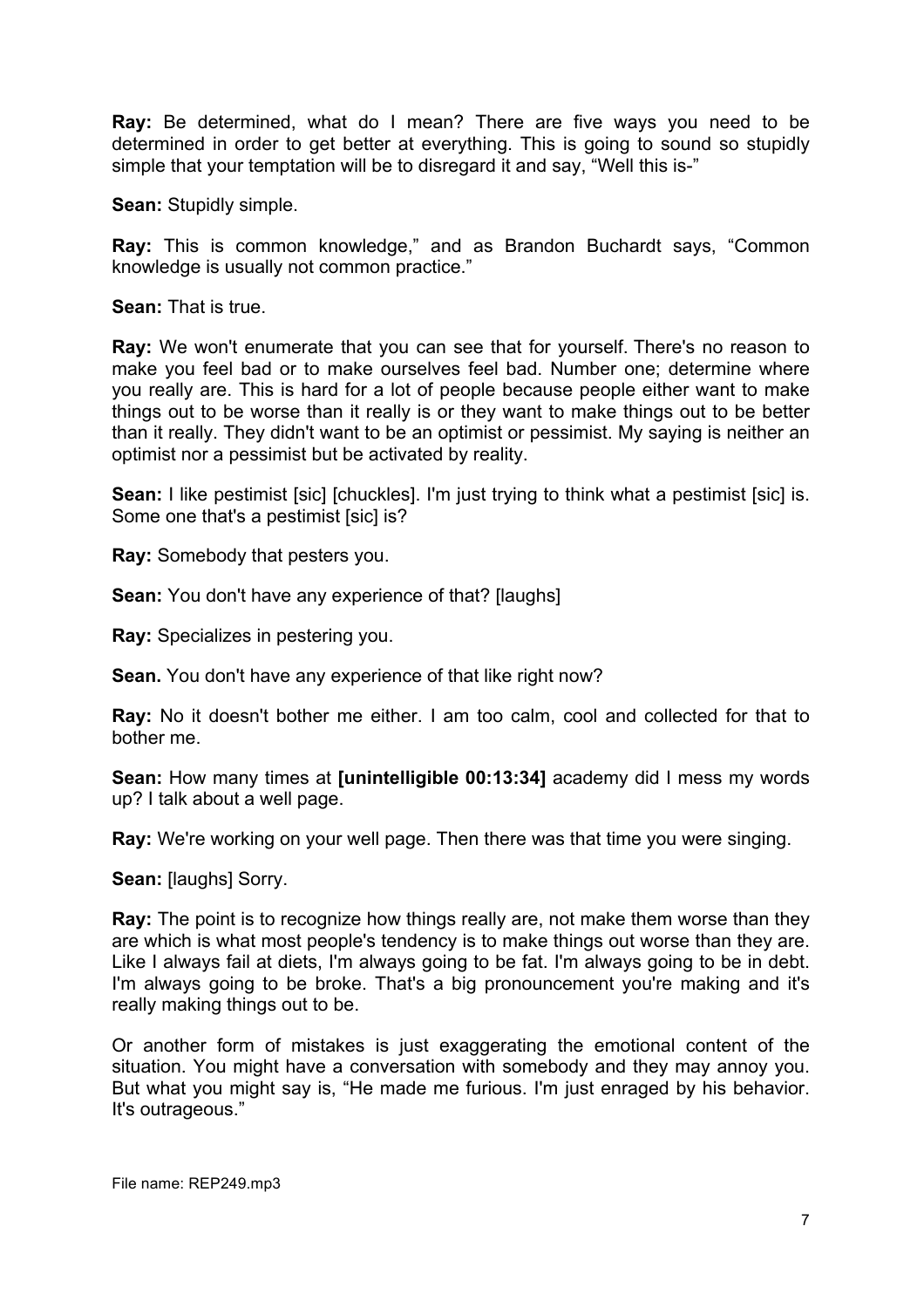**Ray:** Be determined, what do I mean? There are five ways you need to be determined in order to get better at everything. This is going to sound so stupidly simple that your temptation will be to disregard it and say, "Well this is-"

**Sean:** Stupidly simple.

**Ray:** This is common knowledge," and as Brandon Buchardt says, "Common knowledge is usually not common practice."

**Sean:** That is true.

**Ray:** We won't enumerate that you can see that for yourself. There's no reason to make you feel bad or to make ourselves feel bad. Number one; determine where you really are. This is hard for a lot of people because people either want to make things out to be worse than it really is or they want to make things out to be better than it really. They didn't want to be an optimist or pessimist. My saying is neither an optimist nor a pessimist but be activated by reality.

**Sean:** I like pestimist [sic] [chuckles]. I'm just trying to think what a pestimist [sic] is. Some one that's a pestimist [sic] is?

**Ray:** Somebody that pesters you.

**Sean:** You don't have any experience of that? [laughs]

**Ray:** Specializes in pestering you.

**Sean.** You don't have any experience of that like right now?

**Ray:** No it doesn't bother me either. I am too calm, cool and collected for that to bother me.

**Sean:** How many times at **[unintelligible 00:13:34]** academy did I mess my words up? I talk about a well page.

**Ray:** We're working on your well page. Then there was that time you were singing.

**Sean:** [laughs] Sorry.

**Ray:** The point is to recognize how things really are, not make them worse than they are which is what most people's tendency is to make things out worse than they are. Like I always fail at diets, I'm always going to be fat. I'm always going to be in debt. I'm always going to be broke. That's a big pronouncement you're making and it's really making things out to be.

Or another form of mistakes is just exaggerating the emotional content of the situation. You might have a conversation with somebody and they may annoy you. But what you might say is, "He made me furious. I'm just enraged by his behavior. It's outrageous."

File name: REP249.mp3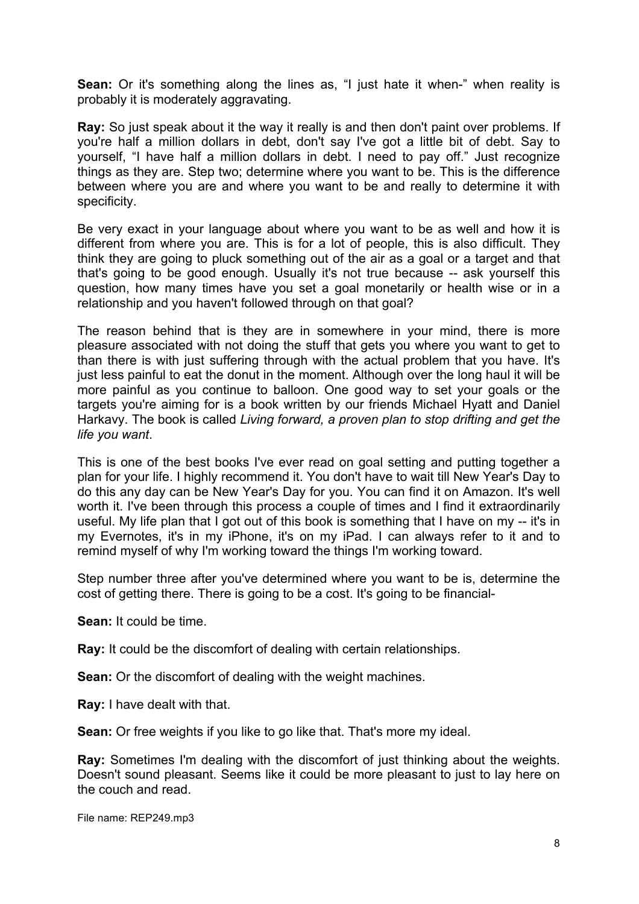**Sean:** Or it's something along the lines as, "I just hate it when-" when reality is probably it is moderately aggravating.

**Ray:** So just speak about it the way it really is and then don't paint over problems. If you're half a million dollars in debt, don't say I've got a little bit of debt. Say to yourself, "I have half a million dollars in debt. I need to pay off." Just recognize things as they are. Step two; determine where you want to be. This is the difference between where you are and where you want to be and really to determine it with specificity.

Be very exact in your language about where you want to be as well and how it is different from where you are. This is for a lot of people, this is also difficult. They think they are going to pluck something out of the air as a goal or a target and that that's going to be good enough. Usually it's not true because -- ask yourself this question, how many times have you set a goal monetarily or health wise or in a relationship and you haven't followed through on that goal?

The reason behind that is they are in somewhere in your mind, there is more pleasure associated with not doing the stuff that gets you where you want to get to than there is with just suffering through with the actual problem that you have. It's just less painful to eat the donut in the moment. Although over the long haul it will be more painful as you continue to balloon. One good way to set your goals or the targets you're aiming for is a book written by our friends Michael Hyatt and Daniel Harkavy. The book is called *Living forward, a proven plan to stop drifting and get the life you want*.

This is one of the best books I've ever read on goal setting and putting together a plan for your life. I highly recommend it. You don't have to wait till New Year's Day to do this any day can be New Year's Day for you. You can find it on Amazon. It's well worth it. I've been through this process a couple of times and I find it extraordinarily useful. My life plan that I got out of this book is something that I have on my -- it's in my Evernotes, it's in my iPhone, it's on my iPad. I can always refer to it and to remind myself of why I'm working toward the things I'm working toward.

Step number three after you've determined where you want to be is, determine the cost of getting there. There is going to be a cost. It's going to be financial-

**Sean:** It could be time.

**Ray:** It could be the discomfort of dealing with certain relationships.

**Sean:** Or the discomfort of dealing with the weight machines.

**Ray:** I have dealt with that.

**Sean:** Or free weights if you like to go like that. That's more my ideal.

**Ray:** Sometimes I'm dealing with the discomfort of just thinking about the weights. Doesn't sound pleasant. Seems like it could be more pleasant to just to lay here on the couch and read.

File name: REP249.mp3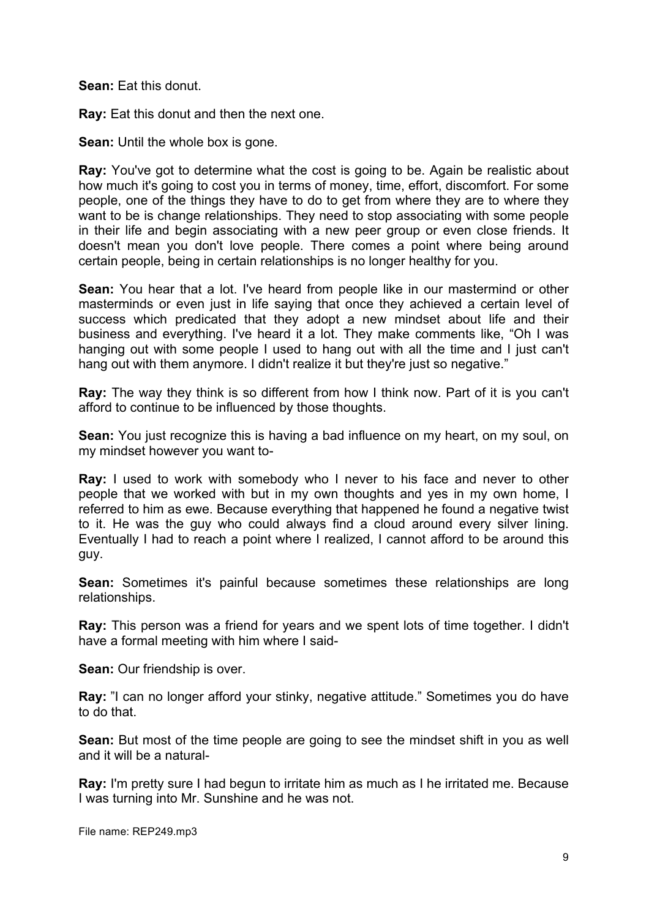**Sean:** Eat this donut.

**Ray:** Eat this donut and then the next one.

**Sean:** Until the whole box is gone.

**Ray:** You've got to determine what the cost is going to be. Again be realistic about how much it's going to cost you in terms of money, time, effort, discomfort. For some people, one of the things they have to do to get from where they are to where they want to be is change relationships. They need to stop associating with some people in their life and begin associating with a new peer group or even close friends. It doesn't mean you don't love people. There comes a point where being around certain people, being in certain relationships is no longer healthy for you.

**Sean:** You hear that a lot. I've heard from people like in our mastermind or other masterminds or even just in life saying that once they achieved a certain level of success which predicated that they adopt a new mindset about life and their business and everything. I've heard it a lot. They make comments like, "Oh I was hanging out with some people I used to hang out with all the time and I just can't hang out with them anymore. I didn't realize it but they're just so negative."

**Ray:** The way they think is so different from how I think now. Part of it is you can't afford to continue to be influenced by those thoughts.

**Sean:** You just recognize this is having a bad influence on my heart, on my soul, on my mindset however you want to-

**Ray:** I used to work with somebody who I never to his face and never to other people that we worked with but in my own thoughts and yes in my own home, I referred to him as ewe. Because everything that happened he found a negative twist to it. He was the guy who could always find a cloud around every silver lining. Eventually I had to reach a point where I realized, I cannot afford to be around this guy.

**Sean:** Sometimes it's painful because sometimes these relationships are long relationships.

**Ray:** This person was a friend for years and we spent lots of time together. I didn't have a formal meeting with him where I said-

**Sean:** Our friendship is over.

**Ray:** "I can no longer afford your stinky, negative attitude." Sometimes you do have to do that.

**Sean:** But most of the time people are going to see the mindset shift in you as well and it will be a natural-

**Ray:** I'm pretty sure I had begun to irritate him as much as I he irritated me. Because I was turning into Mr. Sunshine and he was not.

File name: REP249.mp3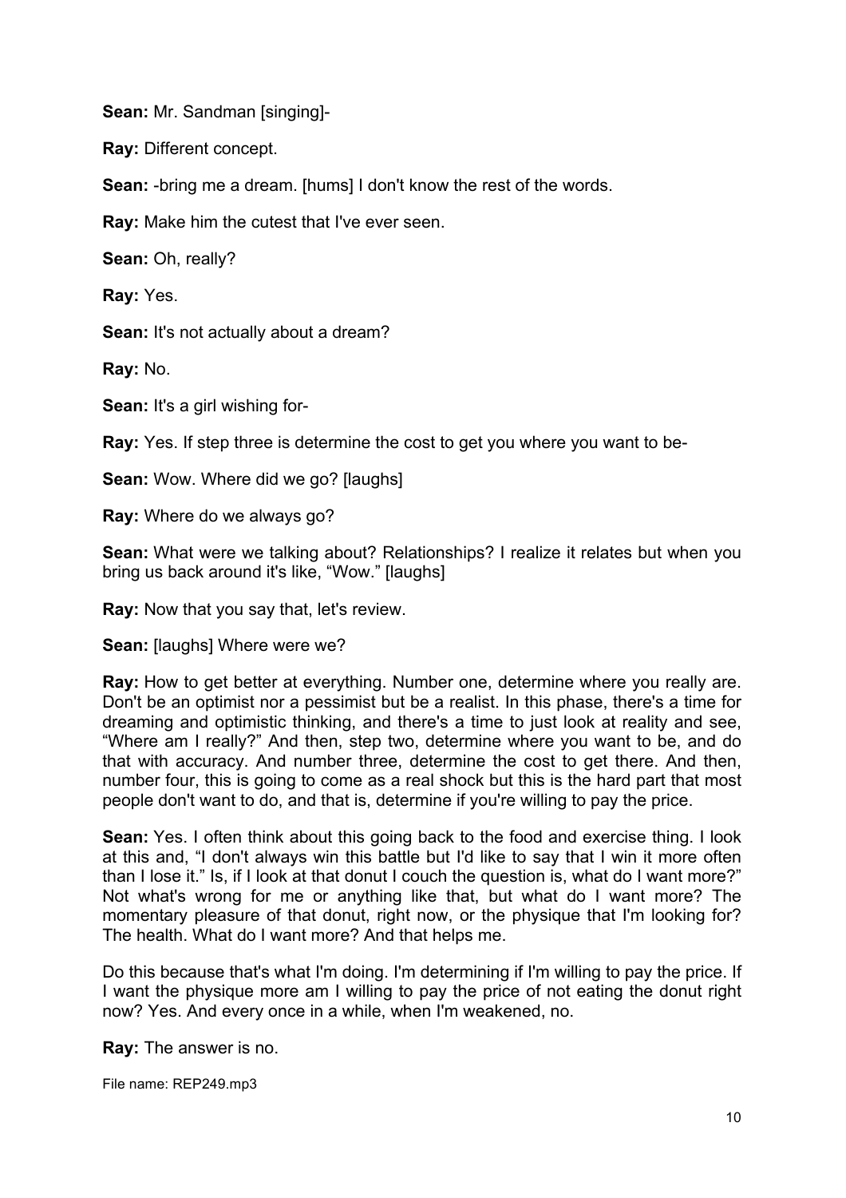**Sean:** Mr. Sandman [singing]-

**Ray:** Different concept.

**Sean:** -bring me a dream. [hums] I don't know the rest of the words.

**Ray:** Make him the cutest that I've ever seen.

**Sean:** Oh, really?

**Ray:** Yes.

**Sean:** It's not actually about a dream?

**Ray:** No.

**Sean:** It's a girl wishing for-

**Ray:** Yes. If step three is determine the cost to get you where you want to be-

**Sean:** Wow. Where did we go? [laughs]

**Ray:** Where do we always go?

**Sean:** What were we talking about? Relationships? I realize it relates but when you bring us back around it's like, "Wow." [laughs]

**Ray:** Now that you say that, let's review.

**Sean:** [laughs] Where were we?

**Ray:** How to get better at everything. Number one, determine where you really are. Don't be an optimist nor a pessimist but be a realist. In this phase, there's a time for dreaming and optimistic thinking, and there's a time to just look at reality and see, "Where am I really?" And then, step two, determine where you want to be, and do that with accuracy. And number three, determine the cost to get there. And then, number four, this is going to come as a real shock but this is the hard part that most people don't want to do, and that is, determine if you're willing to pay the price.

**Sean:** Yes. I often think about this going back to the food and exercise thing. I look at this and, "I don't always win this battle but I'd like to say that I win it more often than I lose it." Is, if I look at that donut I couch the question is, what do I want more?" Not what's wrong for me or anything like that, but what do I want more? The momentary pleasure of that donut, right now, or the physique that I'm looking for? The health. What do I want more? And that helps me.

Do this because that's what I'm doing. I'm determining if I'm willing to pay the price. If I want the physique more am I willing to pay the price of not eating the donut right now? Yes. And every once in a while, when I'm weakened, no.

**Ray:** The answer is no.

File name: REP249.mp3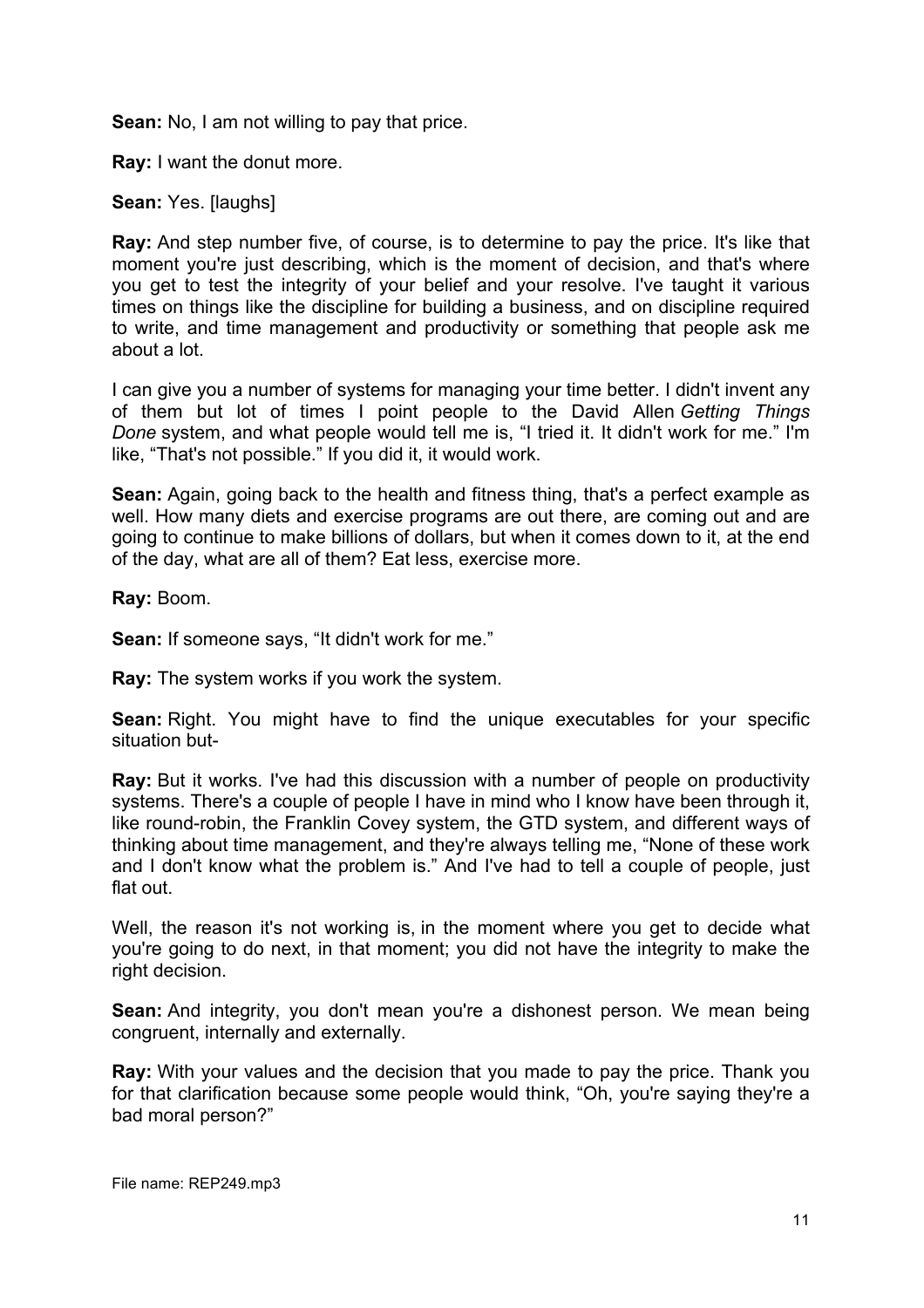**Sean:** No, I am not willing to pay that price.

**Ray:** I want the donut more.

**Sean:** Yes. [laughs]

**Ray:** And step number five, of course, is to determine to pay the price. It's like that moment you're just describing, which is the moment of decision, and that's where you get to test the integrity of your belief and your resolve. I've taught it various times on things like the discipline for building a business, and on discipline required to write, and time management and productivity or something that people ask me about a lot.

I can give you a number of systems for managing your time better. I didn't invent any of them but lot of times I point people to the David Allen *Getting Things Done* system, and what people would tell me is, "I tried it. It didn't work for me." I'm like, "That's not possible." If you did it, it would work.

**Sean:** Again, going back to the health and fitness thing, that's a perfect example as well. How many diets and exercise programs are out there, are coming out and are going to continue to make billions of dollars, but when it comes down to it, at the end of the day, what are all of them? Eat less, exercise more.

**Ray:** Boom.

**Sean:** If someone says, "It didn't work for me."

**Ray:** The system works if you work the system.

**Sean:** Right. You might have to find the unique executables for your specific situation but-

**Ray:** But it works. I've had this discussion with a number of people on productivity systems. There's a couple of people I have in mind who I know have been through it, like round-robin, the Franklin Covey system, the GTD system, and different ways of thinking about time management, and they're always telling me, "None of these work and I don't know what the problem is." And I've had to tell a couple of people, just flat out.

Well, the reason it's not working is, in the moment where you get to decide what you're going to do next, in that moment; you did not have the integrity to make the right decision.

**Sean:** And integrity, you don't mean you're a dishonest person. We mean being congruent, internally and externally.

**Ray:** With your values and the decision that you made to pay the price. Thank you for that clarification because some people would think, "Oh, you're saying they're a bad moral person?"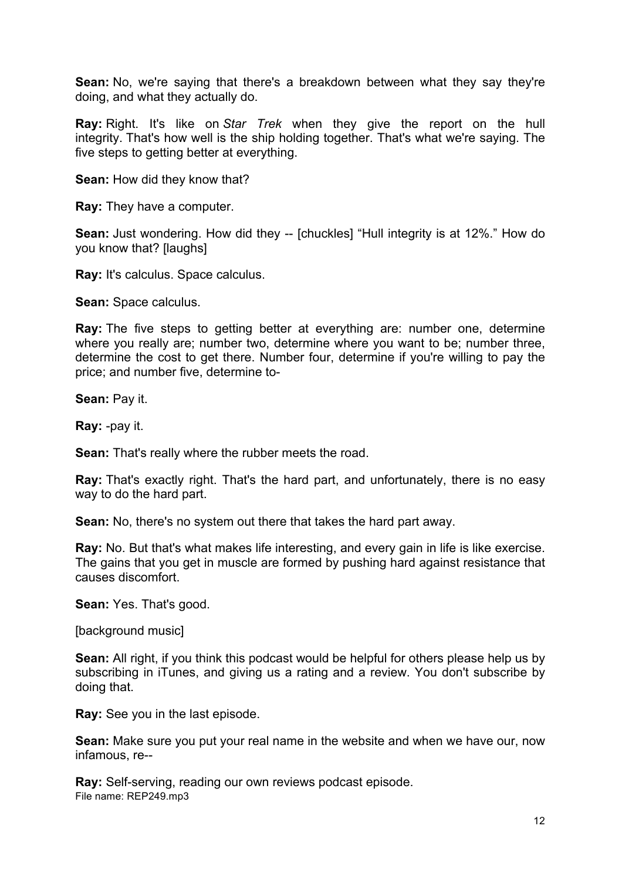**Sean:** No, we're saying that there's a breakdown between what they say they're doing, and what they actually do.

**Ray:** Right. It's like on *Star Trek* when they give the report on the hull integrity. That's how well is the ship holding together. That's what we're saying. The five steps to getting better at everything.

**Sean:** How did they know that?

**Ray:** They have a computer.

**Sean:** Just wondering. How did they -- [chuckles] "Hull integrity is at 12%." How do you know that? [laughs]

**Ray:** It's calculus. Space calculus.

**Sean:** Space calculus.

**Ray:** The five steps to getting better at everything are: number one, determine where you really are; number two, determine where you want to be; number three, determine the cost to get there. Number four, determine if you're willing to pay the price; and number five, determine to-

**Sean:** Pay it.

**Ray:** -pay it.

**Sean:** That's really where the rubber meets the road.

**Ray:** That's exactly right. That's the hard part, and unfortunately, there is no easy way to do the hard part.

**Sean:** No, there's no system out there that takes the hard part away.

**Ray:** No. But that's what makes life interesting, and every gain in life is like exercise. The gains that you get in muscle are formed by pushing hard against resistance that causes discomfort.

**Sean:** Yes. That's good.

[background music]

**Sean:** All right, if you think this podcast would be helpful for others please help us by subscribing in iTunes, and giving us a rating and a review. You don't subscribe by doing that.

**Ray:** See you in the last episode.

**Sean:** Make sure you put your real name in the website and when we have our, now infamous, re--

**Ray:** Self-serving, reading our own reviews podcast episode.

File name: REP249.mp3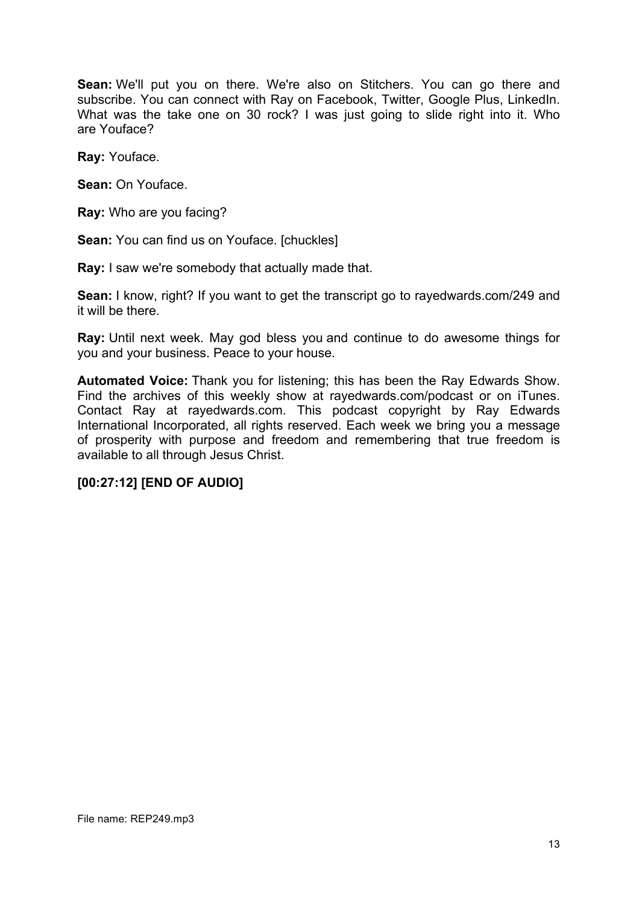**Sean:** We'll put you on there. We're also on Stitchers. You can go there and subscribe. You can connect with Ray on Facebook, Twitter, Google Plus, LinkedIn. What was the take one on 30 rock? I was just going to slide right into it. Who are Youface?

**Ray:** Youface.

**Sean:** On Youface.

**Ray:** Who are you facing?

**Sean:** You can find us on Youface. [chuckles]

**Ray:** I saw we're somebody that actually made that.

**Sean:** I know, right? If you want to get the transcript go to rayedwards.com/249 and it will be there.

**Ray:** Until next week. May god bless you and continue to do awesome things for you and your business. Peace to your house.

**Automated Voice:** Thank you for listening; this has been the Ray Edwards Show. Find the archives of this weekly show at rayedwards.com/podcast or on iTunes. Contact Ray at rayedwards.com. This podcast copyright by Ray Edwards International Incorporated, all rights reserved. Each week we bring you a message of prosperity with purpose and freedom and remembering that true freedom is available to all through Jesus Christ.

**[00:27:12] [END OF AUDIO]**

File name: REP249.mp3